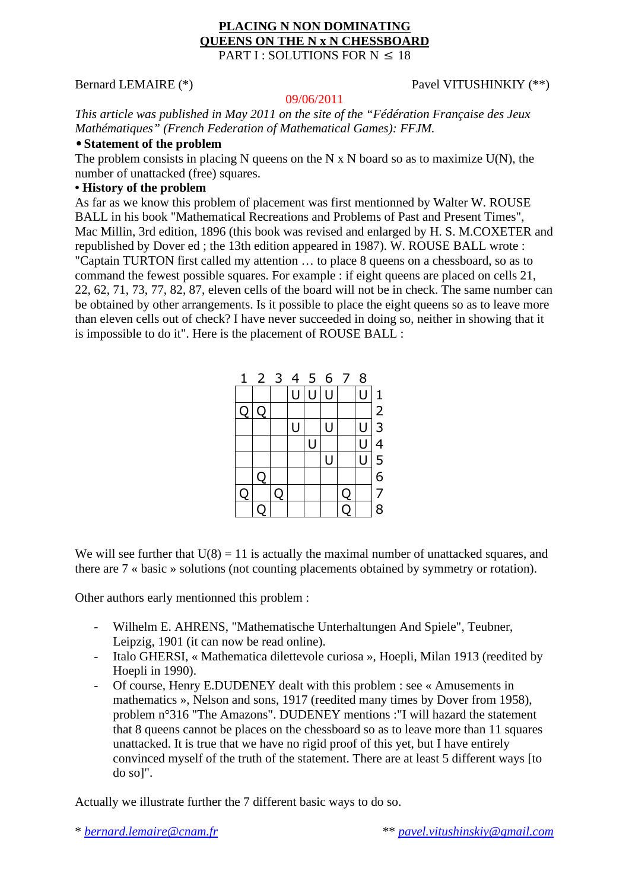# PLACING N NON DOMINATING QUEENS ON THE N x N CHESSBOARD

PART I : SOLUTIONS FOR N $\leq$ 18

Bernard LEMAIRE (*) Pavel VITUSHINKIY (**)

09/06/2011

*This article was published in May 2011 on the site of the "Fédération Française des Jeux Mathématiques" (French Federation of Mathematical Games): FFJM.*

## • Statement of the problem

The problem consists in placing N queens on the N x N board so as to maximize U(N), the number of unattacked (free) squares.

## • History of the problem

As far as we know this problem of placement was first mentionned by Walter W. ROUSE BALL in his book "Mathematical Recreations and Problems of Past and Present Times", Mac Millin, 3rd edition, 1896 (this book was revised and enlarged by H. S. M.COXETER and republished by Dover ed ; the 13th edition appeared in 1987). W. ROUSE BALL wrote : "Captain TURTON first called my attention … to place 8 queens on a chessboard, so as to command the fewest possible squares. For example : if eight queens are placed on cells 21, 22, 62, 71, 73, 77, 82, 87, eleven cells of the board will not be in check. The same number can be obtained by other arrangements. Is it possible to place the eight queens so as to leave more than eleven cells out of check? I have never succeeded in doing so, neither in showing that it is impossible to do it". Here is the placement of ROUSE BALL :

| 1 | 2 | 3 | 4 | 5 | 6 | 7 | 8 | |
|---|---|---|---|---|---|---|---|---|
| | | | U | U | U | | U | 1 |
| Q | Q | | | | | | | 2 |
| | | | U | | U | | U | 3 |
| | | | | U | | | U | 4 |
| | | | | | U | | U | 5 |
| | Q | | | | | | | 6 |
| Q | | Q | | | | Q | | 7 |
| | Q | | | | | Q | | 8 |

We will see further that U(8) = 11 is actually the maximal number of unattacked squares, and there are 7 « basic » solutions (not counting placements obtained by symmetry or rotation).

Other authors early mentionned this problem :

- Wilhelm E. AHRENS, "Mathematische Unterhaltungen And Spiele", Teubner, Leipzig, 1901 (it can now be read online).
- Italo GHERSI, « Mathematica dilettevole curiosa », Hoepli, Milan 1913 (reedited by Hoepli in 1990).
- Of course, Henry E.DUDENEY dealt with this problem : see « Amusements in mathematics », Nelson and sons, 1917 (reedited many times by Dover from 1958), problem n°316 "The Amazons". DUDENEY mentions :"I will hazard the statement that 8 queens cannot be places on the chessboard so as to leave more than 11 squares unattacked. It is true that we have no rigid proof of this yet, but I have entirely convinced myself of the truth of the statement. There are at least 5 different ways [to do so]".

Actually we illustrate further the 7 different basic ways to do so.

\* bernard.lemaire@cnam.fr ** pavel.vitushinskiy@gmail.com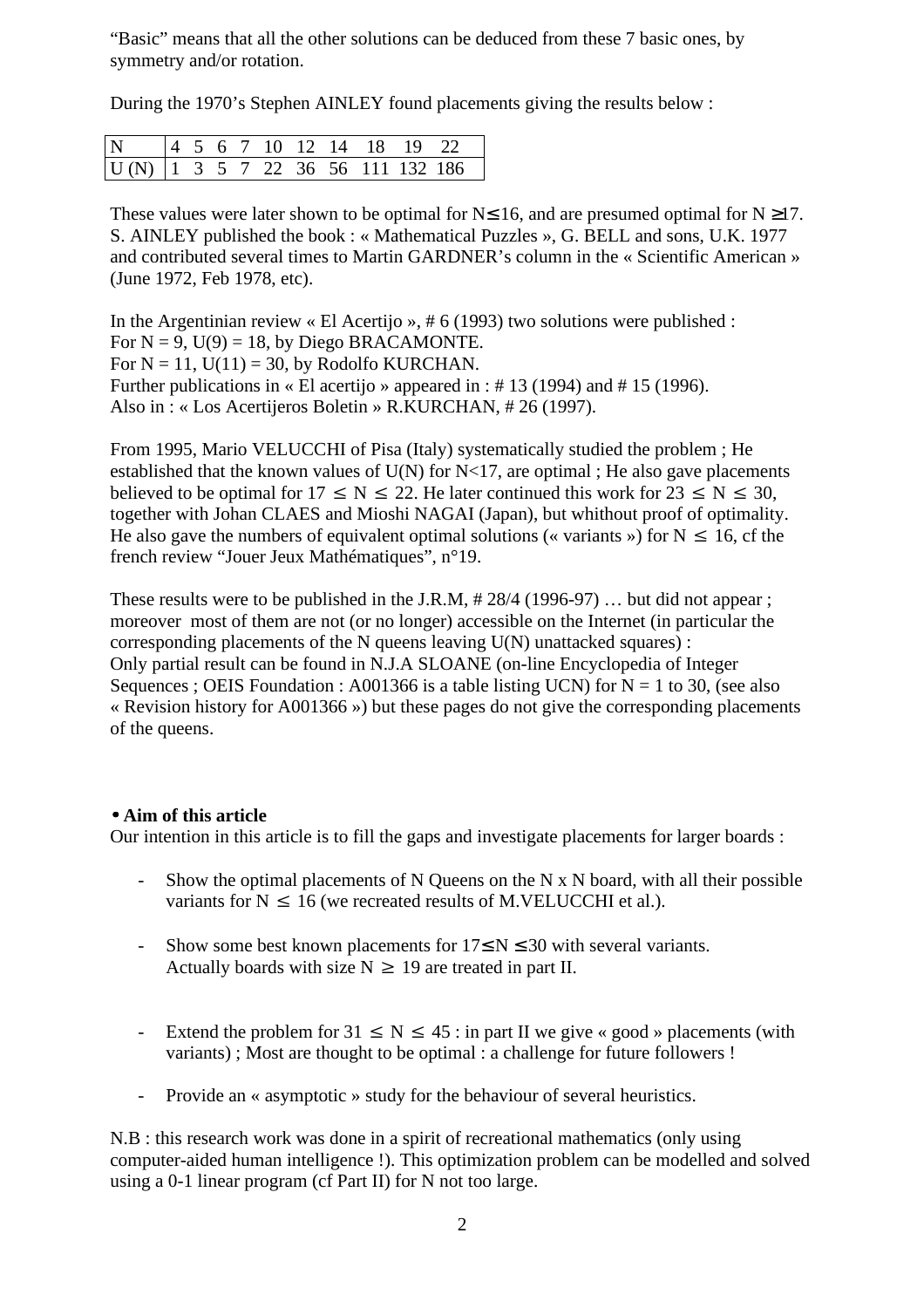“Basic” means that all the other solutions can be deduced from these 7 basic ones, by symmetry and/or rotation.

During the 1970’s Stephen AINLEY found placements giving the results below :

| N | 4 | 5 | 6 | 7 | 10 | 12 | 14 | 18 | 19 | 22 |
|---|---|---|---|---|---|---|---|---|---|---|
| U (N) | 1 | 3 | 5 | 7 | 22 | 36 | 56 | 111 | 132 | 186 |

These values were later shown to be optimal for N≤16, and are presumed optimal for N ≥17. S. AINLEY published the book : « Mathematical Puzzles », G. BELL and sons, U.K. 1977 and contributed several times to Martin GARDNER’s column in the « Scientific American » (June 1972, Feb 1978, etc).

In the Argentinian review « El Acertijo », # 6 (1993) two solutions were published :
For N = 9, U(9) = 18, by Diego BRACAMONTE.
For N = 11, U(11) = 30, by Rodolfo KURCHAN.
Further publications in « El acertijo » appeared in : # 13 (1994) and # 15 (1996).
Also in : « Los Acertijeros Boletin » R.KURCHAN, # 26 (1997).

From 1995, Mario VELUCCHI of Pisa (Italy) systematically studied the problem ; He established that the known values of U(N) for N<17, are optimal ; He also gave placements believed to be optimal for 17 ≤ N ≤ 22. He later continued this work for 23 ≤ N ≤ 30, together with Johan CLAES and Mioshi NAGAI (Japan), but whithout proof of optimality. He also gave the numbers of equivalent optimal solutions (« variants ») for N ≤ 16, cf the french review “Jouer Jeux Mathématiques”, n°19.

These results were to be published in the J.R.M, # 28/4 (1996-97) … but did not appear ; moreover most of them are not (or no longer) accessible on the Internet (in particular the corresponding placements of the N queens leaving U(N) unattacked squares) :
Only partial result can be found in N.J.A SLOANE (on-line Encyclopedia of Integer Sequences ; OEIS Foundation : A001366 is a table listing UCN) for N = 1 to 30, (see also « Revision history for A001366 ») but these pages do not give the corresponding placements of the queens.

**• Aim of this article**

Our intention in this article is to fill the gaps and investigate placements for larger boards :

- Show the optimal placements of N Queens on the N x N board, with all their possible variants for N ≤ 16 (we recreated results of M.VELUCCHI et al.).
- Show some best known placements for 17≤N ≤30 with several variants. Actually boards with size N ≥ 19 are treated in part II.
- Extend the problem for 31 ≤ N ≤ 45 : in part II we give « good » placements (with variants) ; Most are thought to be optimal : a challenge for future followers !
- Provide an « asymptotic » study for the behaviour of several heuristics.

N.B : this research work was done in a spirit of recreational mathematics (only using computer-aided human intelligence !). This optimization problem can be modelled and solved using a 0-1 linear program (cf Part II) for N not too large.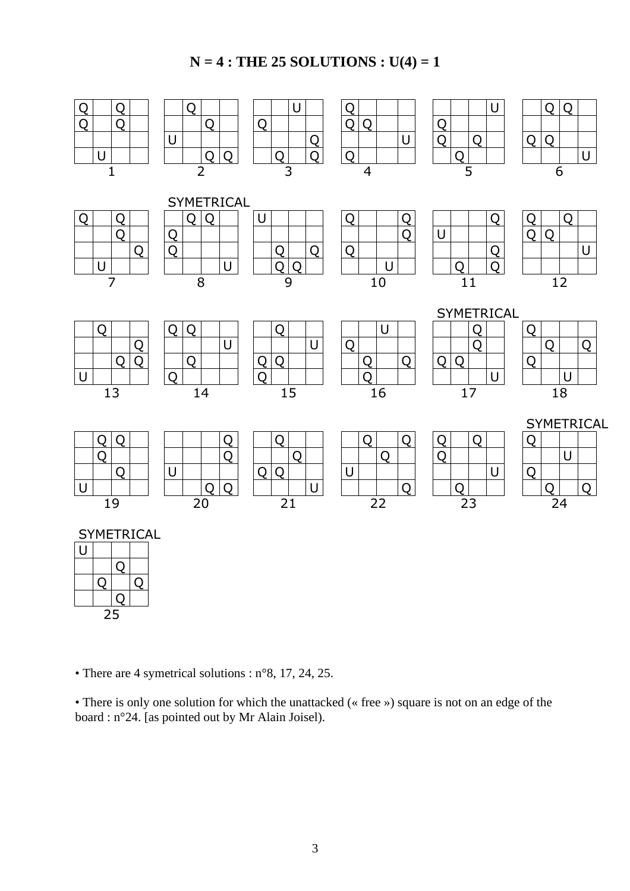# N = 4 : THE 25 SOLUTIONS : U(4) = 1

**1**

| Q | | Q | |
|---|---|---|---|
| Q | | Q | |
| | | | |
| | U | | |

**2**

| | Q | | |
|---|---|---|---|
| | | Q | |
| U | | | |
| | | Q | Q |

**3**

| | | U | |
|---|---|---|---|
| Q | | | |
| | | | Q |
| | Q | | Q |

**4**

| Q | | | |
|---|---|---|---|
| Q | Q | | |
| | | | U |
| Q | | | |

**5**

| | | | U |
|---|---|---|---|
| Q | | | |
| Q | | Q | |
| | Q | | |

**6**

| | Q | Q | |
|---|---|---|---|
| | | | |
| Q | Q | | |
| | | | U |

**7**

| Q | | Q | |
|---|---|---|---|
| | | Q | |
| | | | Q |
| | U | | |

**8** (SYMETRICAL)

| | Q | Q | |
|---|---|---|---|
| Q | | | |
| Q | | | |
| | | | U |

**9**

| U | | | |
|---|---|---|---|
| | | | |
| | Q | | Q |
| | Q | Q | |

**10**

| Q | | | Q |
|---|---|---|---|
| | | | Q |
| Q | | | |
| | | U | |

**11**

| | | | Q |
|---|---|---|---|
| U | | | |
| | | | Q |
| | Q | | Q |

**12**

| Q | | Q | |
|---|---|---|---|
| Q | Q | | |
| | | | U |
| | | | |

**13**

| | Q | | |
|---|---|---|---|
| | | | Q |
| | | Q | Q |
| U | | | |

**14**

| Q | Q | | |
|---|---|---|---|
| | | | U |
| | Q | | |
| Q | | | |

**15**

| | Q | | |
|---|---|---|---|
| | | | U |
| Q | Q | | |
| Q | | | |

**16**

| | | U | |
|---|---|---|---|
| Q | | | |
| | Q | | Q |
| | Q | | |

**17** (SYMETRICAL)

| | | Q | |
|---|---|---|---|
| | | Q | |
| Q | Q | | |
| | | | U |

**18**

| Q | | | |
|---|---|---|---|
| | Q | | Q |
| Q | | | |
| | | U | |

**19**

| | Q | Q | |
|---|---|---|---|
| | Q | | |
| | | Q | |
| U | | | |

**20**

| | | | Q |
|---|---|---|---|
| | | | Q |
| U | | | |
| | | Q | Q |

**21**

| | Q | | |
|---|---|---|---|
| | | Q | |
| Q | Q | | |
| | | | U |

**22**

| | Q | | Q |
|---|---|---|---|
| | | Q | |
| U | | | |
| | | | Q |

**23**

| Q | | Q | |
|---|---|---|---|
| Q | | | |
| | | | U |
| | Q | | |

**24** (SYMETRICAL)

| Q | | | |
|---|---|---|---|
| | | U | |
| Q | | | |
| | Q | | Q |

**25** (SYMETRICAL)

| U | | | |
|---|---|---|---|
| | | Q | |
| | Q | | Q |
| | | Q | |

- There are 4 symetrical solutions : n°8, 17, 24, 25.

- There is only one solution for which the unattacked (« free ») square is not on an edge of the board : n°24. [as pointed out by Mr Alain Joisel).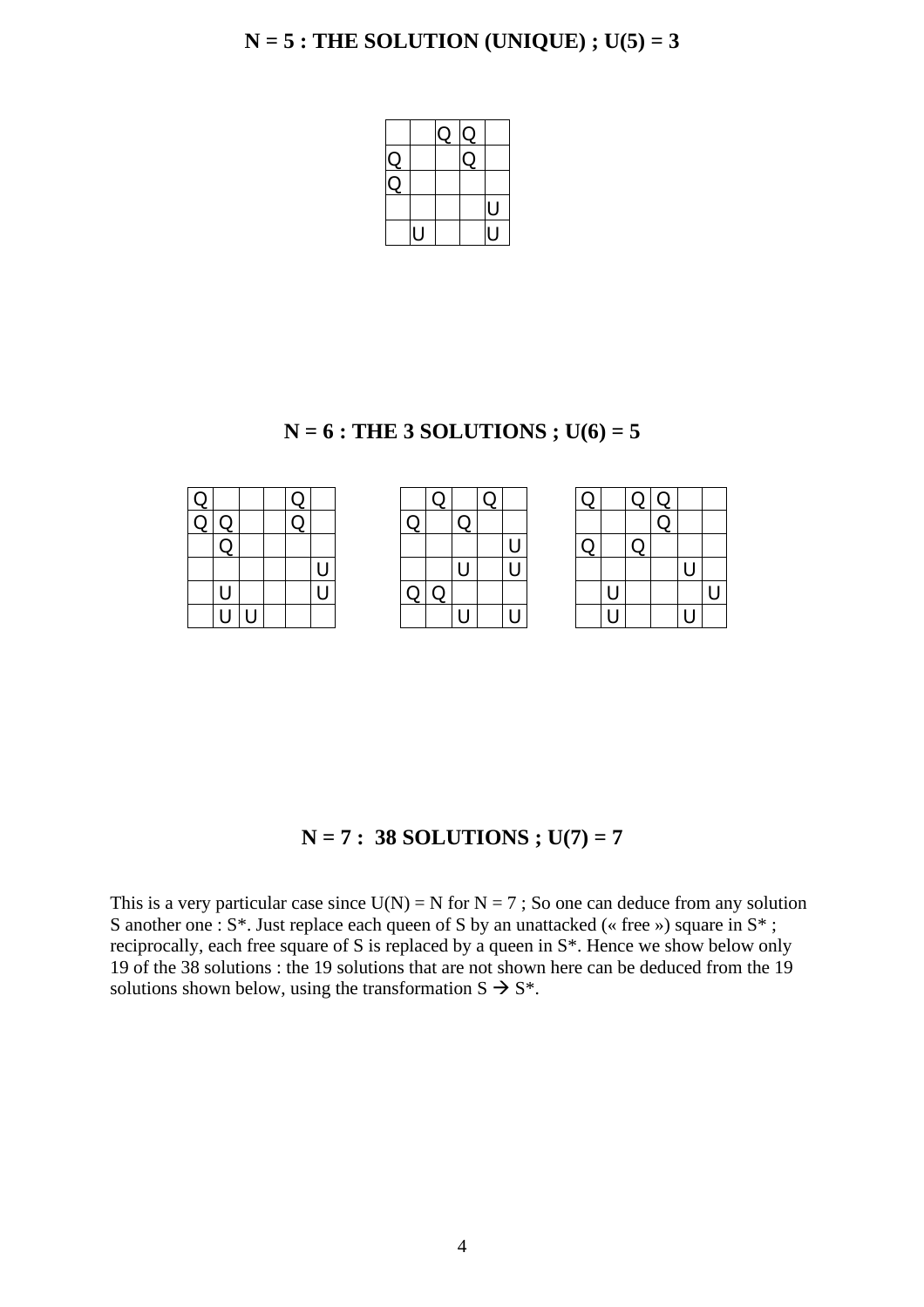**N = 5 : THE SOLUTION (UNIQUE) ; U(5) = 3**

| | | | | |
|---|---|---|---|---|
| | | Q | Q | |
| Q | | | Q | |
| Q | | | | |
| | | | | U |
| | U | | | U |

**N = 6 : THE 3 SOLUTIONS ; U(6) = 5**

| | | | | | |
|---|---|---|---|---|---|
| Q | | | | Q | |
| Q | Q | | | Q | |
| | Q | | | | |
| | | | | | U |
| | U | | | | U |
| | U | U | | | |

| | | | | | |
|---|---|---|---|---|---|
| | Q | | Q | | |
| Q | | Q | | | |
| | | | | | U |
| | | U | | | U |
| Q | Q | | | | |
| | | U | | | U |

| | | | | | |
|---|---|---|---|---|---|
| Q | | Q | Q | | |
| | | | Q | | |
| Q | | Q | | | |
| | | | | U | |
| | U | | | | U |
| | U | | | U | |

**N = 7 : 38 SOLUTIONS ; U(7) = 7**

This is a very particular case since U(N) = N for N = 7 ; So one can deduce from any solution S another one : S*. Just replace each queen of S by an unattacked (« free ») square in S* ; reciprocally, each free square of S is replaced by a queen in S*. Hence we show below only 19 of the 38 solutions : the 19 solutions that are not shown here can be deduced from the 19 solutions shown below, using the transformation S → S*.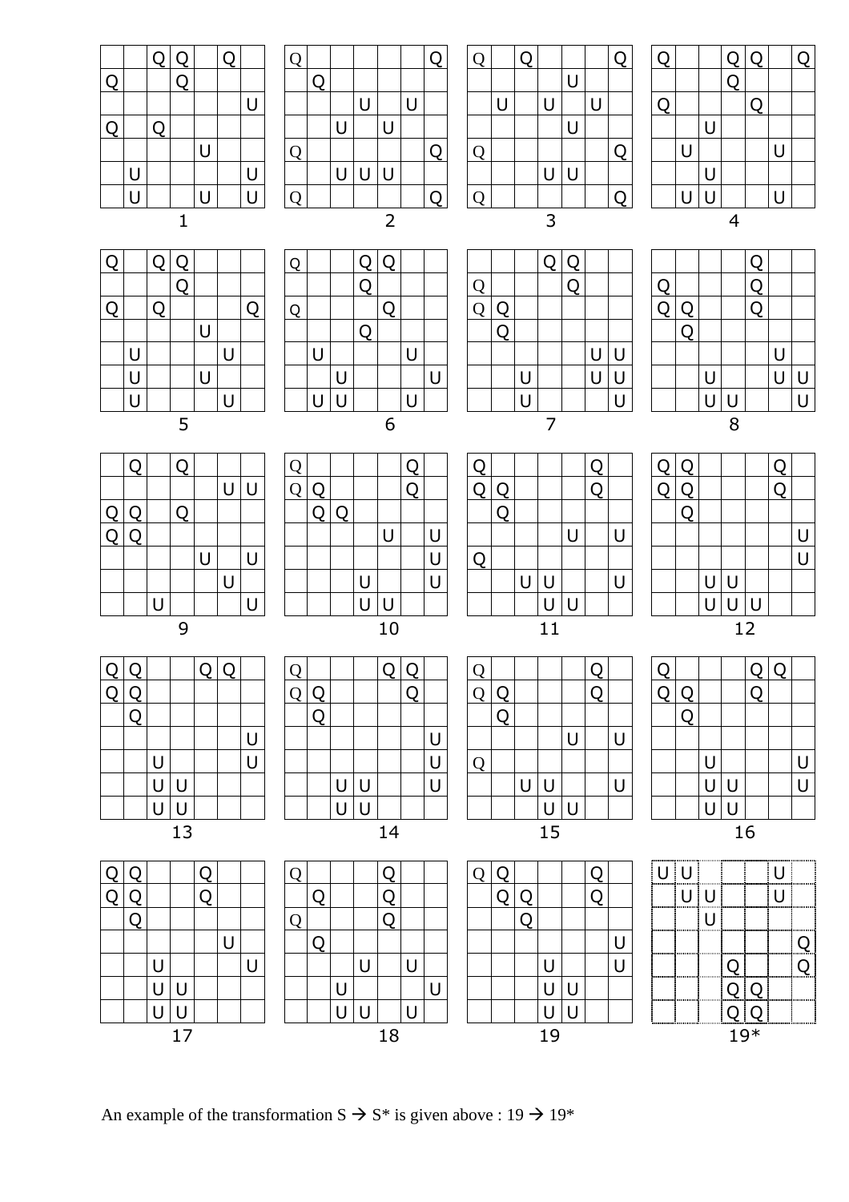**1**

| | | Q | Q | | Q | |
|---|---|---|---|---|---|---|
| Q | | | Q | | | |
| | | | | | | U |
| Q | | Q | | | | |
| | | | | U | | |
| | U | | | | | U |
| | U | | | U | | U |

**2**

| Q | | | | | | Q |
|---|---|---|---|---|---|---|
| | Q | | | | | |
| | | | U | | U | |
| | | U | | U | | |
| Q | | | | | | Q |
| | | U | U | U | | |
| Q | | | | | | Q |

**3**

| Q | | Q | | | | Q |
|---|---|---|---|---|---|---|
| | | | | U | | |
| | U | | U | | U | |
| | | | | U | | |
| Q | | | | | | Q |
| | | | U | U | | |
| Q | | | | | | Q |

**4**

| Q | | | Q | Q | | Q |
|---|---|---|---|---|---|---|
| | | | Q | | | |
| Q | | | | Q | | |
| | | U | | | | |
| | U | | | | U | |
| | | U | | | | |
| | U | U | | | U | |

**5**

| Q | | Q | Q | | | |
|---|---|---|---|---|---|---|
| | | | Q | | | |
| Q | | Q | | | | Q |
| | | | | U | | |
| | U | | | | U | |
| | U | | | U | | |
| | U | | | | U | |

**6**

| Q | | | Q | Q | | |
|---|---|---|---|---|---|---|
| | | | Q | | | |
| Q | | | | Q | | |
| | | | Q | | | |
| | U | | | | U | |
| | | U | | | | U |
| | U | U | | | U | |

**7**

| | | | Q | Q | | |
|---|---|---|---|---|---|---|
| Q | | | | Q | | |
| Q | Q | | | | | |
| | Q | | | | | |
| | | | | | U | U |
| | | U | | | U | U |
| | | U | | | | U |

**8**

| | | | | Q | | |
|---|---|---|---|---|---|---|
| Q | | | | Q | | |
| Q | Q | | | Q | | |
| | Q | | | | | |
| | | | | | U | |
| | | U | | | U | U |
| | | U | U | | | U |

**9**

| | Q | | Q | | | |
|---|---|---|---|---|---|---|
| | | | | | U | U |
| Q | Q | | Q | | | |
| Q | Q | | | | | |
| | | | | U | | U |
| | | | | | U | |
| | | U | | | | U |

**10**

| Q | | | | | Q | |
|---|---|---|---|---|---|---|
| Q | Q | | | | Q | |
| | Q | Q | | | | |
| | | | | U | | U |
| | | | | | | U |
| | | | U | | | U |
| | | | U | U | | |

**11**

| Q | | | | | Q | |
|---|---|---|---|---|---|---|
| Q | Q | | | | Q | |
| | Q | | | | | |
| | | | | U | | U |
| Q | | | | | | |
| | | U | U | | | U |
| | | | U | U | | |

**12**

| Q | Q | | | | Q | |
|---|---|---|---|---|---|---|
| Q | Q | | | | Q | |
| | Q | | | | | |
| | | | | | | U |
| | | | | | | U |
| | | U | U | | | |
| | | U | U | U | | |

**13**

| Q | Q | | | Q | Q | |
|---|---|---|---|---|---|---|
| Q | Q | | | | | |
| | Q | | | | | |
| | | | | | | U |
| | | U | | | | U |
| | | U | U | | | |
| | | U | U | | | |

**14**

| Q | | | | Q | Q | |
|---|---|---|---|---|---|---|
| Q | Q | | | | Q | |
| | Q | | | | | |
| | | | | | | U |
| | | | | | | U |
| | | U | U | | | U |
| | | U | U | | | |

**15**

| Q | | | | | Q | |
|---|---|---|---|---|---|---|
| Q | Q | | | | Q | |
| | Q | | | | | |
| | | | | U | | U |
| Q | | | | | | |
| | | U | U | | | U |
| | | | U | U | | |

**16**

| Q | | | | Q | Q | |
|---|---|---|---|---|---|---|
| Q | Q | | | Q | | |
| | Q | | | | | |
| | | | | | | |
| | | U | | | | U |
| | | U | U | | | U |
| | | U | U | | | |

**17**

| Q | Q | | | Q | | |
|---|---|---|---|---|---|---|
| Q | Q | | | Q | | |
| | Q | | | | | |
| | | | | | U | |
| | | U | | | | U |
| | | U | U | | | |
| | | U | U | | | |

**18**

| Q | | | | Q | | |
|---|---|---|---|---|---|---|
| | Q | | | Q | | |
| Q | | | | Q | | |
| | Q | | | | | |
| | | | U | | U | |
| | | U | | | | U |
| | | U | U | | U | |

**19**

| Q | Q | | | | Q | |
|---|---|---|---|---|---|---|
| | Q | Q | | | Q | |
| | | Q | | | | |
| | | | | | | U |
| | | | U | | | U |
| | | | U | U | | |
| | | | U | U | | |

**19***

| U | U | | | | U | |
|---|---|---|---|---|---|---|
| | U | U | | | U | |
| | | U | | | | |
| | | | | | | Q |
| | | | Q | | | Q |
| | | | Q | Q | | |
| | | | Q | Q | | |

An example of the transformation S → S* is given above : 19 → 19*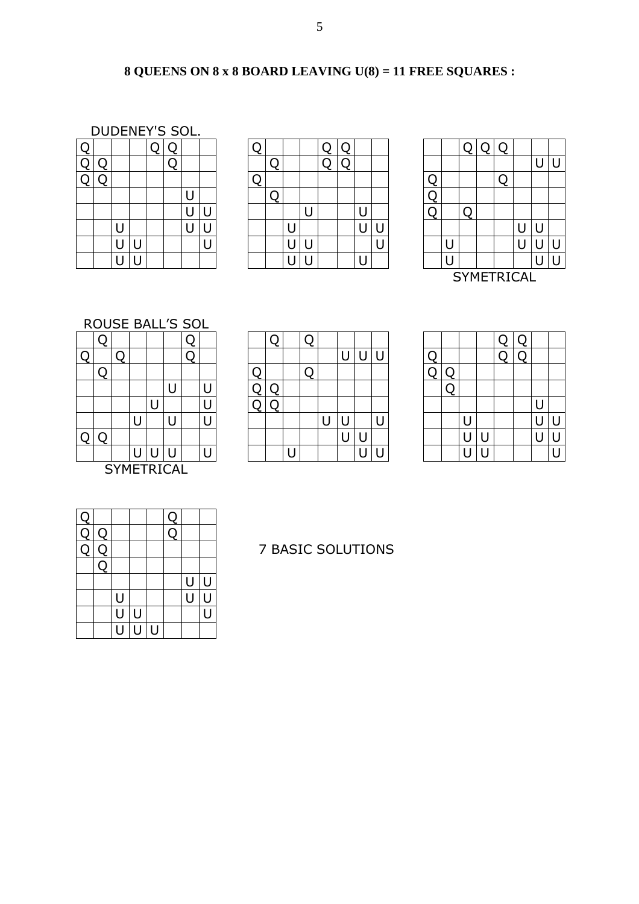**8 QUEENS ON 8 x 8 BOARD LEAVING U(8) = 11 FREE SQUARES :**

DUDENEY'S SOL.

| Q | | | | Q | Q | | |
|---|---|---|---|---|---|---|---|
| Q | Q | | | | Q | | |
| Q | Q | | | | | | |
| | | | | | | U | |
| | | | | | | U | U |
| | | U | | | | U | U |
| | | U | U | | | | U |
| | | U | U | | | | |

| Q | | | | Q | Q | | |
|---|---|---|---|---|---|---|---|
| | Q | | | Q | Q | | |
| Q | | | | | | | |
| | Q | | | | | | |
| | | | U | | | U | |
| | | U | | | | U | U |
| | | U | U | | | | U |
| | | U | U | | | U | |

| | | Q | Q | Q | | | |
|---|---|---|---|---|---|---|---|
| | | | | | | U | U |
| Q | | | | Q | | | |
| Q | | | | | | | |
| Q | | Q | | | | | |
| | | | | | U | U | |
| | U | | | | U | U | U |
| | U | | | | | U | U |

SYMETRICAL

ROUSE BALL'S SOL

| | Q | | | | | Q | |
|---|---|---|---|---|---|---|---|
| Q | | Q | | | | Q | |
| | Q | | | | | | |
| | | | | | U | | U |
| | | | | U | | | U |
| | | | U | | U | | U |
| Q | Q | | | | | | |
| | | | U | U | U | | U |

SYMETRICAL

| | Q | | Q | | | | |
|---|---|---|---|---|---|---|---|
| | | | | | U | U | U |
| Q | | | Q | | | | |
| Q | Q | | | | | | |
| Q | Q | | | | | | |
| | | | | U | U | | U |
| | | | | | U | U | |
| | | U | | | | U | U |

| | | | | Q | Q | | |
|---|---|---|---|---|---|---|---|
| Q | | | | Q | Q | | |
| Q | Q | | | | | | |
| | Q | | | | | | |
| | | | | | | U | |
| | | U | | | | U | U |
| | | U | U | | | U | U |
| | | U | U | | | | U |

| Q | | | | | Q | | |
|---|---|---|---|---|---|---|---|
| Q | Q | | | | Q | | |
| Q | Q | | | | | | |
| | Q | | | | | | |
| | | | | | | U | U |
| | | U | | | | U | U |
| | | U | U | | | | U |
| | | U | U | U | | | |

7 BASIC SOLUTIONS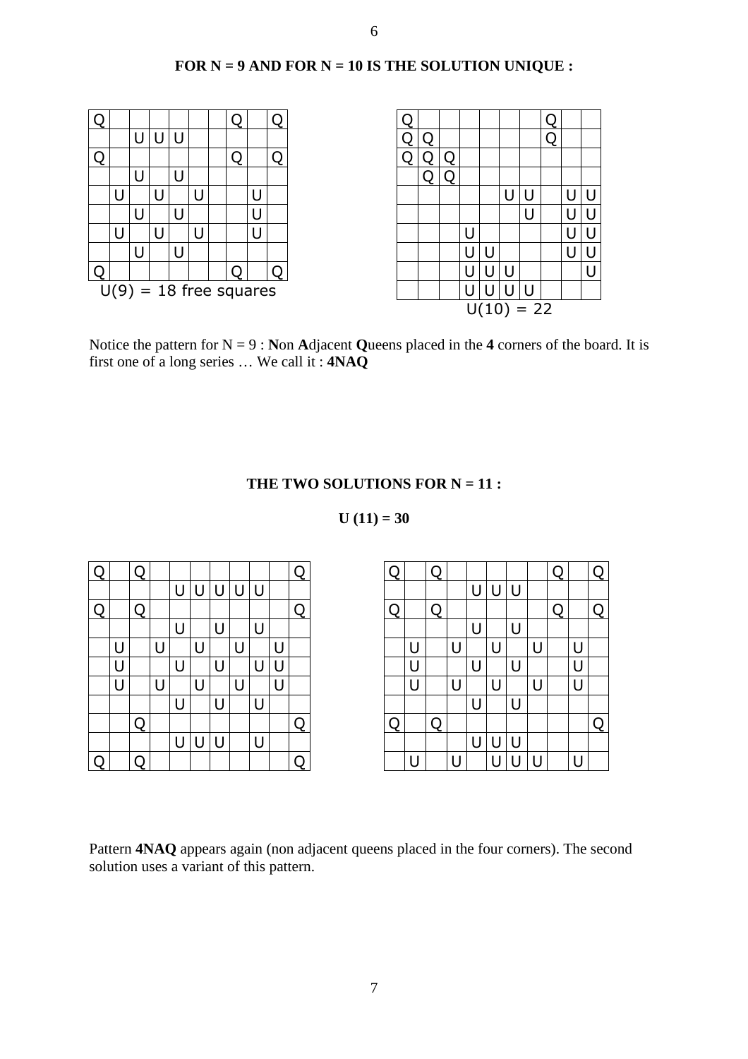**FOR N = 9 AND FOR N = 10 IS THE SOLUTION UNIQUE :**

| Q | | | | | | Q | | Q |
|---|---|---|---|---|---|---|---|---|
| | | U | U | U | | | | |
| Q | | | | | | Q | | Q |
| | | U | | U | | | | |
| | U | | U | | U | | U | |
| | | U | | U | | | U | |
| | U | | U | | U | | U | |
| | | U | | U | | | | |
| Q | | | | | | Q | | Q |

U(9) = 18 free squares

| Q | | | | | | | Q | | |
|---|---|---|---|---|---|---|---|---|---|
| Q | Q | | | | | | Q | | |
| Q | Q | Q | | | | | | | |
| | Q | Q | | | | | | | |
| | | | | | U | U | | U | U |
| | | | | | | U | | U | U |
| | | | U | | | | | U | U |
| | | | U | U | | | | U | U |
| | | | U | U | U | | | | U |
| | | | U | U | U | U | | | |

U(10) = 22

Notice the pattern for N = 9 : **N**on **A**djacent **Q**ueens placed in the **4** corners of the board. It is first one of a long series … We call it : **4NAQ**

**THE TWO SOLUTIONS FOR N = 11 :**

**U (11) = 30**

| Q | | Q | | | | | | | | Q |
|---|---|---|---|---|---|---|---|---|---|---|
| | | | | U | U | U | U | U | | |
| Q | | Q | | | | | | | | Q |
| | | | | U | | U | | U | | |
| | U | | U | | U | | U | | U | |
| | U | | | U | | U | | U | U | |
| | U | | U | | U | | U | | U | |
| | | | | U | | U | | U | | |
| | | Q | | | | | | | | Q |
| | | | | U | U | U | | U | | |
| Q | | Q | | | | | | | | Q |

| Q | | Q | | | | | | Q | | Q |
|---|---|---|---|---|---|---|---|---|---|---|
| | | | | U | U | U | | | | |
| Q | | Q | | | | | | Q | | Q |
| | | | | U | | U | | | | |
| | U | | U | | U | | U | | U | |
| | U | | | U | | U | | | U | |
| | U | | U | | U | | U | | U | |
| | | | | U | | U | | | | |
| Q | | Q | | | | | | | | Q |
| | | | | U | U | U | | | | |
| | U | | U | | U | U | U | | U | |

Pattern **4NAQ** appears again (non adjacent queens placed in the four corners). The second solution uses a variant of this pattern.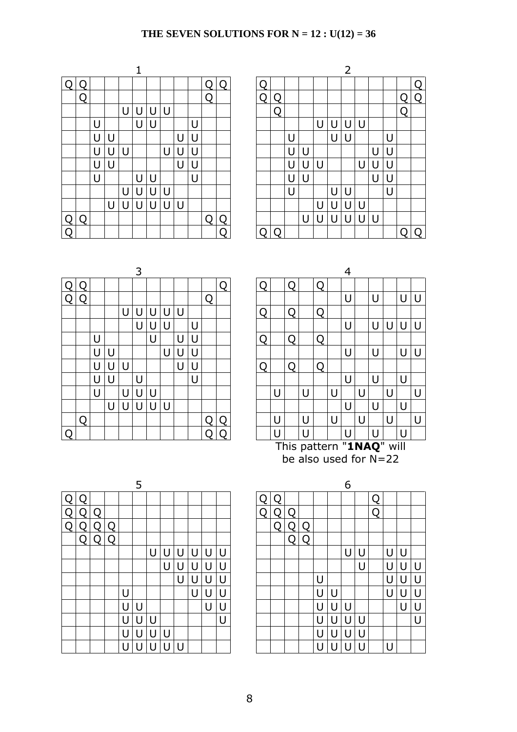**THE SEVEN SOLUTIONS FOR N = 12 : U(12) = 36**

**1**

| | | | | | | | | | | | |
|---|---|---|---|---|---|---|---|---|---|---|---|
| Q | Q | | | | | | | | | Q | Q |
| | Q | | | | | | | | | Q | |
| | | | | U | U | U | U | | | | |
| | | U | | | U | U | | | U | | |
| | | U | U | | | | | U | U | | |
| | | U | U | U | | | U | U | U | | |
| | | U | U | | | | | U | U | | |
| | | U | | | U | U | | | U | | |
| | | | | U | U | U | U | | | | |
| | | | U | U | U | U | U | U | | | |
| Q | Q | | | | | | | | | Q | Q |
| Q | | | | | | | | | | | Q |

**2**

| | | | | | | | | | | | |
|---|---|---|---|---|---|---|---|---|---|---|---|
| Q | | | | | | | | | | | Q |
| Q | Q | | | | | | | | | Q | Q |
| | Q | | | | | | | | | Q | |
| | | | | U | U | U | U | | | | |
| | | U | | | U | U | | | U | | |
| | | U | U | | | | | U | U | | |
| | | U | U | U | | | U | U | U | | |
| | | U | U | | | | | U | U | | |
| | | U | | | U | U | | | U | | |
| | | | | U | U | U | U | | | | |
| | | | U | U | U | U | U | U | | | |
| Q | Q | | | | | | | | | Q | Q |

**3**

| | | | | | | | | | | | |
|---|---|---|---|---|---|---|---|---|---|---|---|
| Q | Q | | | | | | | | | | Q |
| Q | Q | | | | | | | | | Q | |
| | | | | U | U | U | U | U | | | |
| | | | | | U | U | U | | U | | |
| | | U | | | | U | | U | U | | |
| | | U | U | | | | U | U | U | | |
| | | U | U | U | | | | U | U | | |
| | | U | U | | U | | | | U | | |
| | | U | | U | U | U | | | | | |
| | | | U | U | U | U | U | | | | |
| | Q | | | | | | | | | Q | Q |
| Q | | | | | | | | | | Q | Q |

**4**

| | | | | | | | | | | | |
|---|---|---|---|---|---|---|---|---|---|---|---|
| Q | | Q | | Q | | | | | | | |
| | | | | | | U | | U | | U | U |
| Q | | Q | | Q | | | | | | | |
| | | | | | | U | | U | U | U | U |
| Q | | Q | | Q | | | | | | | |
| | | | | | | U | | U | | U | U |
| Q | | Q | | Q | | | | | | | |
| | | | | | | U | | U | | U | |
| | U | | U | | U | | U | | U | | U |
| | | | | | | U | | U | | U | |
| | U | | U | | U | | U | | U | | U |
| | U | | U | | | U | | U | | U | |

This pattern "**1NAQ**" will be also used for N=22

**5**

| | | | | | | | | | | | |
|---|---|---|---|---|---|---|---|---|---|---|---|
| Q | Q | | | | | | | | | | |
| Q | Q | Q | | | | | | | | | |
| Q | Q | Q | Q | | | | | | | | |
| | Q | Q | Q | | | | | | | | |
| | | | | | | U | U | U | U | U | U |
| | | | | | | | U | U | U | U | U |
| | | | | | | | | U | U | U | U |
| | | | | U | | | | | U | U | U |
| | | | | U | U | | | | | U | U |
| | | | | U | U | U | | | | | U |
| | | | | U | U | U | U | | | | |
| | | | | U | U | U | U | U | | | |

**6**

| | | | | | | | | | | | |
|---|---|---|---|---|---|---|---|---|---|---|---|
| Q | Q | | | | | | | Q | | | |
| Q | Q | Q | | | | | | Q | | | |
| | Q | Q | Q | | | | | | | | |
| | | Q | Q | | | | | | | | |
| | | | | | | U | U | | U | U | |
| | | | | | | | U | | U | U | U |
| | | | | U | | | | | U | U | U |
| | | | | U | U | | | | U | U | U |
| | | | | U | U | U | | | | U | U |
| | | | | U | U | U | U | | | | U |
| | | | | U | U | U | U | | | | |
| | | | | U | U | U | U | | U | | |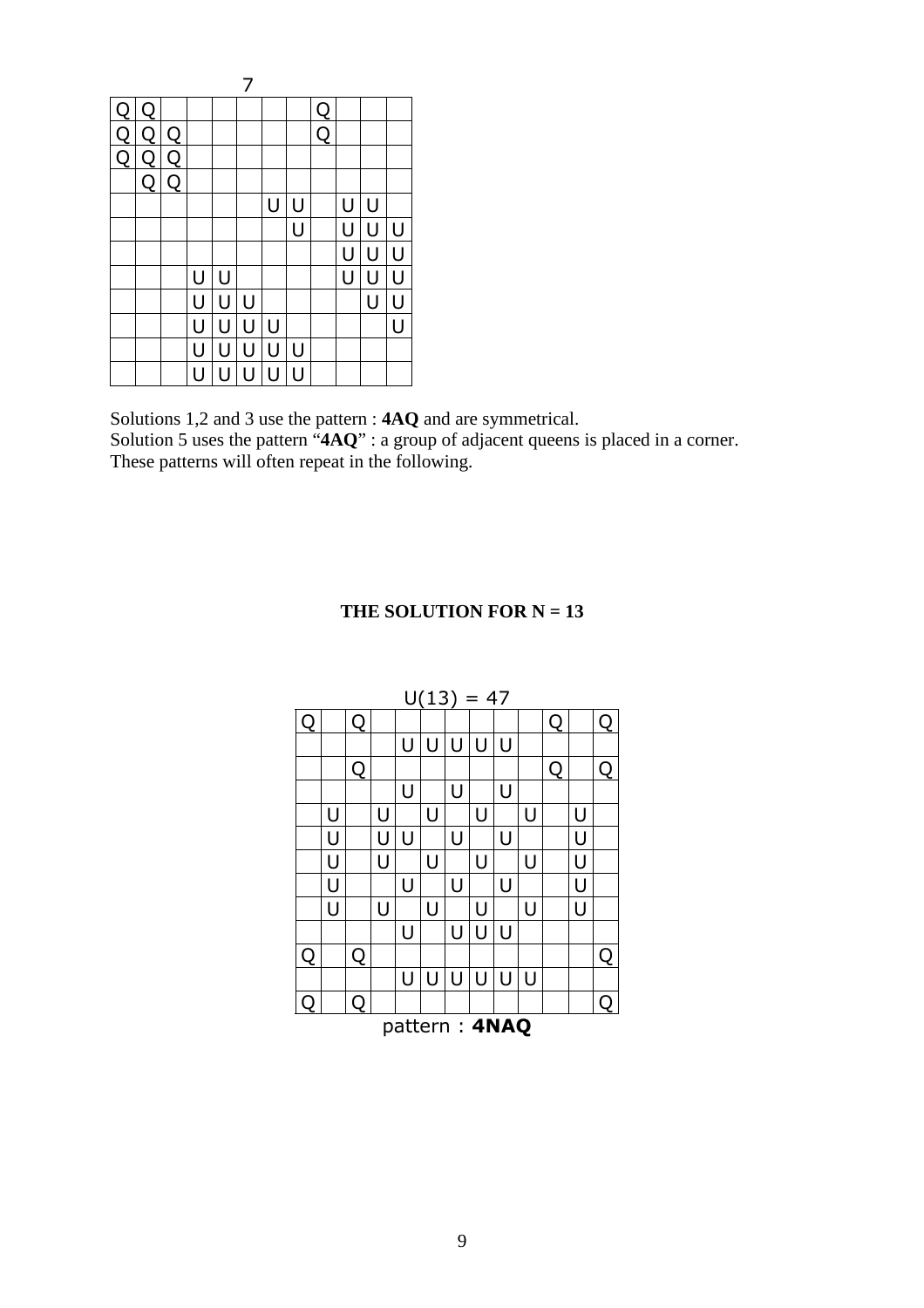7

| | | | | | | | | | | | |
|---|---|---|---|---|---|---|---|---|---|---|---|
| Q | Q | | | | | | | Q | | | |
| Q | Q | Q | | | | | | Q | | | |
| Q | Q | Q | | | | | | | | | |
| | Q | Q | | | | | | | | | |
| | | | | | | U | U | | U | U | |
| | | | | | | | U | | U | U | U |
| | | | | | | | | | U | U | U |
| | | | U | U | | | | | U | U | U |
| | | | U | U | U | | | | | U | U |
| | | | U | U | U | U | | | | | U |
| | | | U | U | U | U | U | | | | |
| | | | U | U | U | U | U | | | | |

Solutions 1,2 and 3 use the pattern : **4AQ** and are symmetrical.
Solution 5 uses the pattern "**4AQ**" : a group of adjacent queens is placed in a corner.
These patterns will often repeat in the following.

## THE SOLUTION FOR N = 13

$U(13) = 47$

| | | | | | | | | | | | | |
|---|---|---|---|---|---|---|---|---|---|---|---|---|
| Q | | Q | | | | | | | | Q | | Q |
| | | | | U | U | U | U | U | | | | |
| | | Q | | | | | | | | Q | | Q |
| | | | | U | | U | | U | | | | |
| | U | | U | | U | | U | | U | | U | |
| | U | | U | U | | U | | U | | | U | |
| | U | | U | | U | | U | | U | | U | |
| | U | | | U | | U | | U | | | U | |
| | U | | U | | U | | U | | U | | U | |
| | | | | U | | U | U | U | | | | |
| Q | | Q | | | | | | | | | | Q |
| | | | | U | U | U | U | U | U | | | |
| Q | | Q | | | | | | | | | | Q |

pattern : **4NAQ**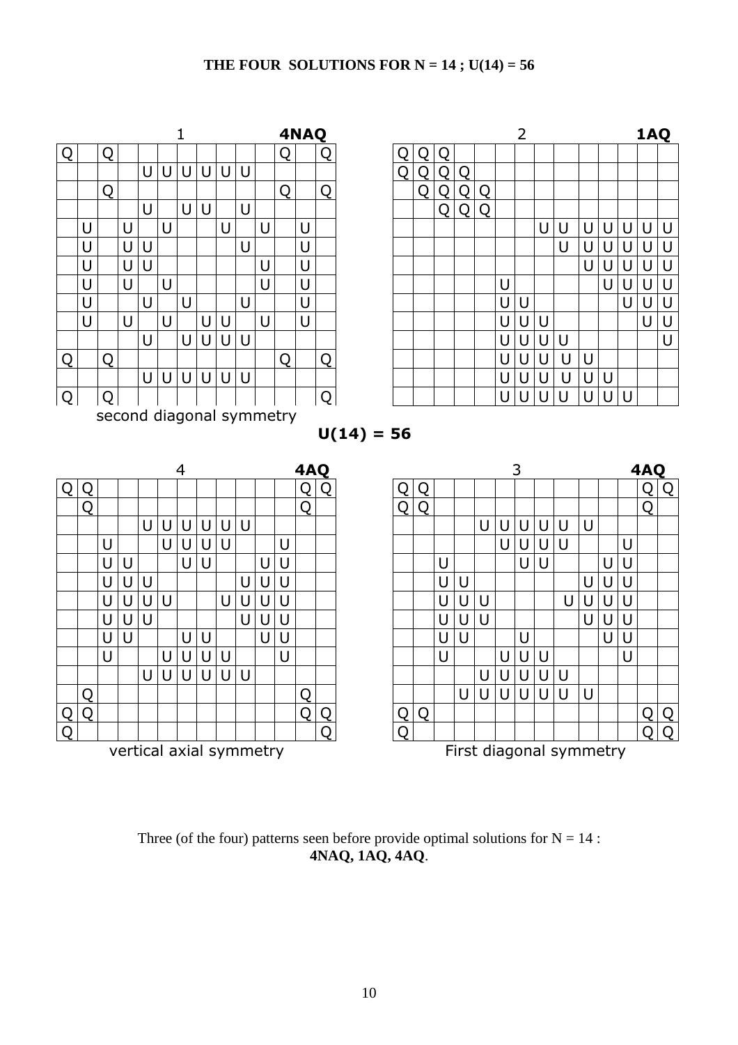**THE FOUR SOLUTIONS FOR N = 14 ; U(14) = 56**

1 **4NAQ**

| | | | | | | | | | | | | | |
|---|---|---|---|---|---|---|---|---|---|---|---|---|---|
| Q | | Q | | | | | | | | | Q | | Q |
| | | | | U | U | U | U | U | U | | | | |
| | | Q | | | | | | | | | Q | | Q |
| | | | | U | | U | U | | U | | | | |
| | U | | U | | U | | | U | | U | | U | |
| | U | | U | U | | | | | U | | | U | |
| | U | | U | U | | | | | | U | | U | |
| | U | | U | | U | | | | | U | | U | |
| | U | | | U | | U | | | U | | | U | |
| | U | | U | | U | | U | U | | U | | U | |
| | | | | U | | U | U | U | U | | | | |
| Q | | Q | | | | | | | | | Q | | Q |
| | | | | U | U | U | U | U | U | | | | |
| Q | | Q | | | | | | | | | | | Q |

second diagonal symmetry

2 **1AQ**

| | | | | | | | | | | | | | |
|---|---|---|---|---|---|---|---|---|---|---|---|---|---|
| Q | Q | Q | | | | | | | | | | | |
| Q | Q | Q | Q | | | | | | | | | | |
| | Q | Q | Q | Q | | | | | | | | | |
| | | Q | Q | Q | | | | | | | | | |
| | | | | | | | U | U | U | U | U | U | U |
| | | | | | | | | U | U | U | U | U | U |
| | | | | | | | | | U | U | U | U | U |
| | | | | | U | | | | | U | U | U | U |
| | | | | | U | U | | | | | U | U | U |
| | | | | | U | U | U | | | | | U | U |
| | | | | | U | U | U | U | | | | | U |
| | | | | | U | U | U | U | U | | | | |
| | | | | | U | U | U | U | U | U | | | |
| | | | | | U | U | U | U | U | U | U | | |

**U(14) = 56**

4 **4AQ**

| | | | | | | | | | | | | | |
|---|---|---|---|---|---|---|---|---|---|---|---|---|---|
| Q | Q | | | | | | | | | | | Q | Q |
| | Q | | | | | | | | | | | Q | |
| | | | | U | U | U | U | U | U | | | | |
| | | U | | | U | U | U | U | | | U | | |
| | | U | U | | | U | U | | | U | U | | |
| | | U | U | U | | | | | U | U | U | | |
| | | U | U | U | U | | | U | U | U | U | | |
| | | U | U | U | | | | | U | U | U | | |
| | | U | U | | | U | U | | | U | U | | |
| | | U | | | U | U | U | U | | | U | | |
| | | | | U | U | U | U | U | U | | | | |
| | Q | | | | | | | | | | | Q | |
| Q | Q | | | | | | | | | | | Q | Q |
| Q | | | | | | | | | | | | | Q |

vertical axial symmetry

3 **4AQ**

| | | | | | | | | | | | | | |
|---|---|---|---|---|---|---|---|---|---|---|---|---|---|
| Q | Q | | | | | | | | | | | Q | Q |
| Q | Q | | | | | | | | | | | Q | |
| | | | | U | U | U | U | U | U | | | | |
| | | | | | U | U | U | U | | | U | | |
| | | U | | | | U | U | | | U | U | | |
| | | U | U | | | | | | U | U | U | | |
| | | U | U | U | | | | U | U | U | U | | |
| | | U | U | U | | | | | U | U | U | | |
| | | U | U | | | U | | | | U | U | | |
| | | U | | | U | U | U | | | | U | | |
| | | | | U | U | U | U | U | | | | | |
| | | | U | U | U | U | U | U | U | | | | |
| Q | Q | | | | | | | | | | | Q | Q |
| Q | | | | | | | | | | | | Q | Q |

First diagonal symmetry

Three (of the four) patterns seen before provide optimal solutions for N = 14 :
**4NAQ, 1AQ, 4AQ**.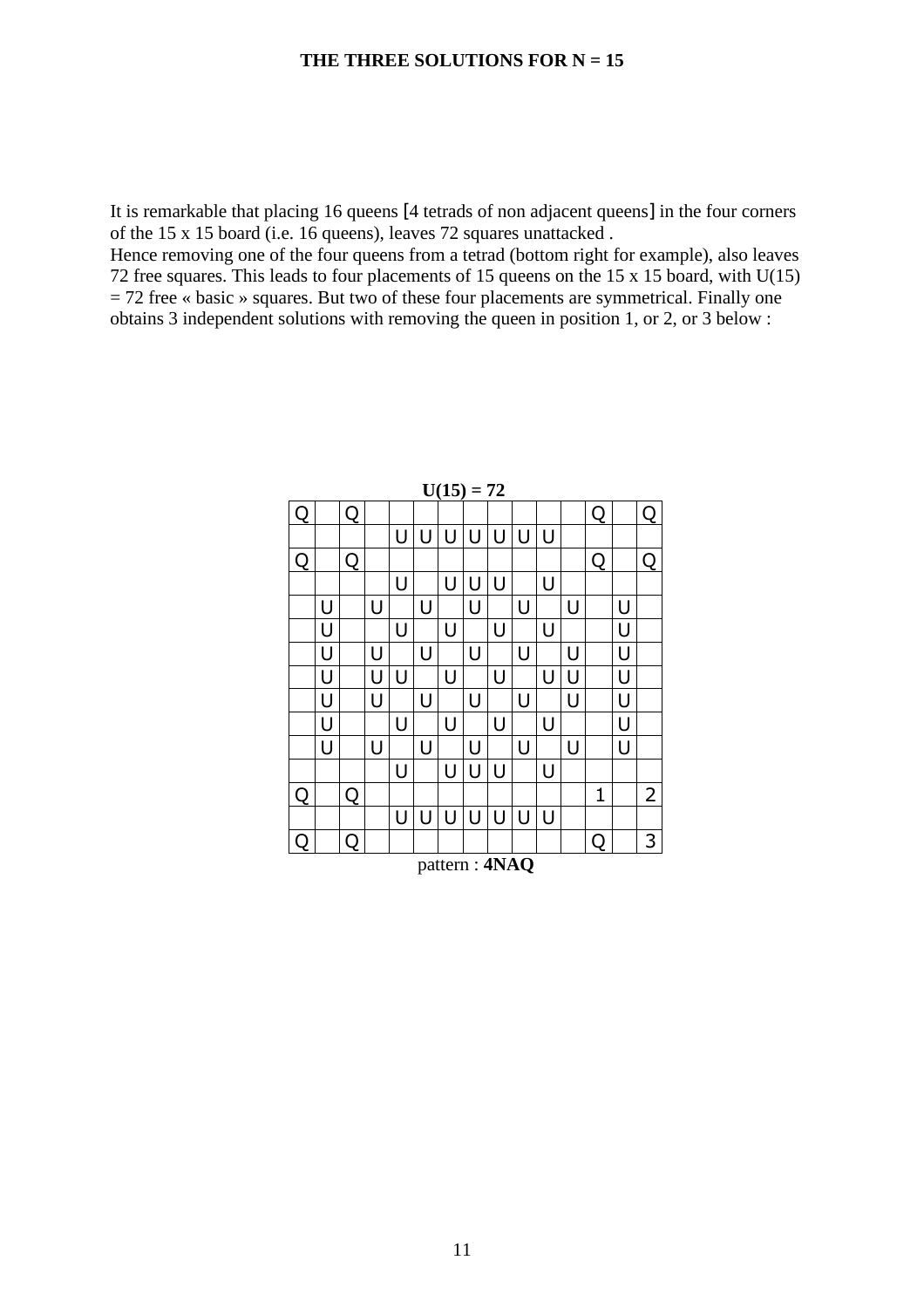**THE THREE SOLUTIONS FOR N = 15**

It is remarkable that placing 16 queens [4 tetrads of non adjacent queens] in the four corners of the 15 x 15 board (i.e. 16 queens), leaves 72 squares unattacked .
Hence removing one of the four queens from a tetrad (bottom right for example), also leaves 72 free squares. This leads to four placements of 15 queens on the 15 x 15 board, with U(15) = 72 free « basic » squares. But two of these four placements are symmetrical. Finally one obtains 3 independent solutions with removing the queen in position 1, or 2, or 3 below :

**U(15) = 72**

| Q | | Q | | | | | | | | | | Q | | Q |
|---|---|---|---|---|---|---|---|---|---|---|---|---|---|---|
| | | | | U | U | U | U | U | U | U | | | | |
| Q | | Q | | | | | | | | | | Q | | Q |
| | | | | U | | U | U | U | | U | | | | |
| | U | | U | | U | | U | | U | | U | | U | |
| | U | | | U | | U | | U | | U | | | U | |
| | U | | U | | U | | U | | U | | U | | U | |
| | U | | U | U | | U | | U | | U | U | | U | |
| | U | | U | | U | | U | | U | | U | | U | |
| | U | | | U | | U | | U | | U | | | U | |
| | U | | U | | U | | U | | U | | U | | U | |
| | | | | U | | U | U | U | | U | | | | |
| Q | | Q | | | | | | | | | | 1 | | 2 |
| | | | | U | U | U | U | U | U | U | | | | |
| Q | | Q | | | | | | | | | | Q | | 3 |

pattern : **4NAQ**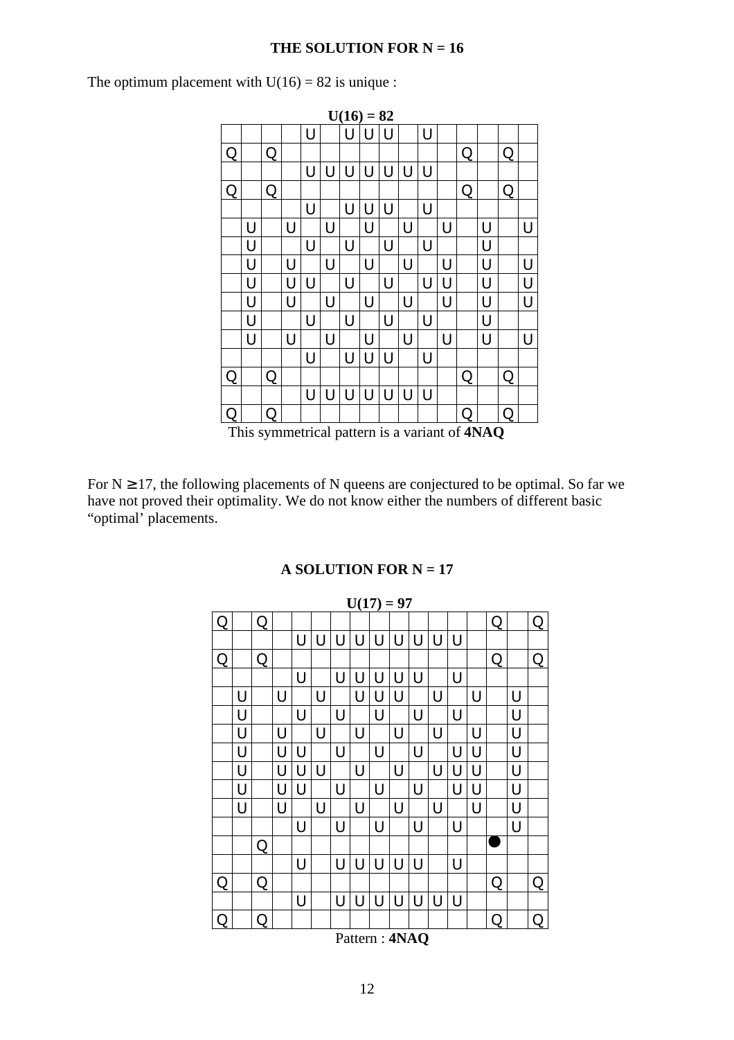## THE SOLUTION FOR N = 16

The optimum placement with U(16) = 82 is unique :

**U(16) = 82**

| | | | | | | | | | | | | | | | |
|---|---|---|---|---|---|---|---|---|---|---|---|---|---|---|---|
| | | | | U | | U | U | U | | U | | | | | |
| Q | | Q | | | | | | | | | | Q | | Q | |
| | | | | U | U | U | U | U | U | U | | | | | |
| Q | | Q | | | | | | | | | | Q | | Q | |
| | | | | U | | U | U | U | | U | | | | | |
| | U | | U | | U | | U | | U | | U | | U | | U |
| | U | | | U | | U | | U | | U | | | U | | |
| | U | | U | | U | | U | | U | | U | | U | | U |
| | U | | U | U | | U | | U | | U | U | | U | | U |
| | U | | U | | U | | U | | U | | U | | U | | U |
| | U | | | U | | U | | U | | U | | | U | | |
| | U | | U | | U | | U | | U | | U | | U | | U |
| | | | | U | | U | U | U | | U | | | | | |
| Q | | Q | | | | | | | | | | Q | | Q | |
| | | | | U | U | U | U | U | U | U | | | | | |
| Q | | Q | | | | | | | | | | Q | | Q | |

This symmetrical pattern is a variant of **4NAQ**

For N ≥ 17, the following placements of N queens are conjectured to be optimal. So far we have not proved their optimality. We do not know either the numbers of different basic "optimal' placements.

## A SOLUTION FOR N = 17

**U(17) = 97**

| | | | | | | | | | | | | | | | | |
|---|---|---|---|---|---|---|---|---|---|---|---|---|---|---|---|---|
| Q | | Q | | | | | | | | | | | | Q | | Q |
| | | | | U | U | U | U | U | U | U | U | U | | | | |
| Q | | Q | | | | | | | | | | | | Q | | Q |
| | | | | U | | U | U | U | U | U | | U | | | | |
| | U | | U | | U | | U | U | U | | U | | U | | U | |
| | U | | | U | | U | | U | | U | | U | | | U | |
| | U | | U | | U | | U | | U | | U | | U | | U | |
| | U | | U | U | | U | | U | | U | | U | U | | U | |
| | U | | U | U | U | | U | | U | | U | U | U | | U | |
| | U | | U | U | | U | | U | | U | | U | U | | U | |
| | U | | U | | U | | U | | U | | U | | U | | U | |
| | | | | U | | U | | U | | U | | U | | | U | |
| | | Q | | | | | | | | | | | | ● | | |
| | | | | U | | U | U | U | U | U | | U | | | | |
| Q | | Q | | | | | | | | | | | | Q | | Q |
| | | | | U | | U | U | U | U | U | U | U | | | | |
| Q | | Q | | | | | | | | | | | | Q | | Q |

Pattern : **4NAQ**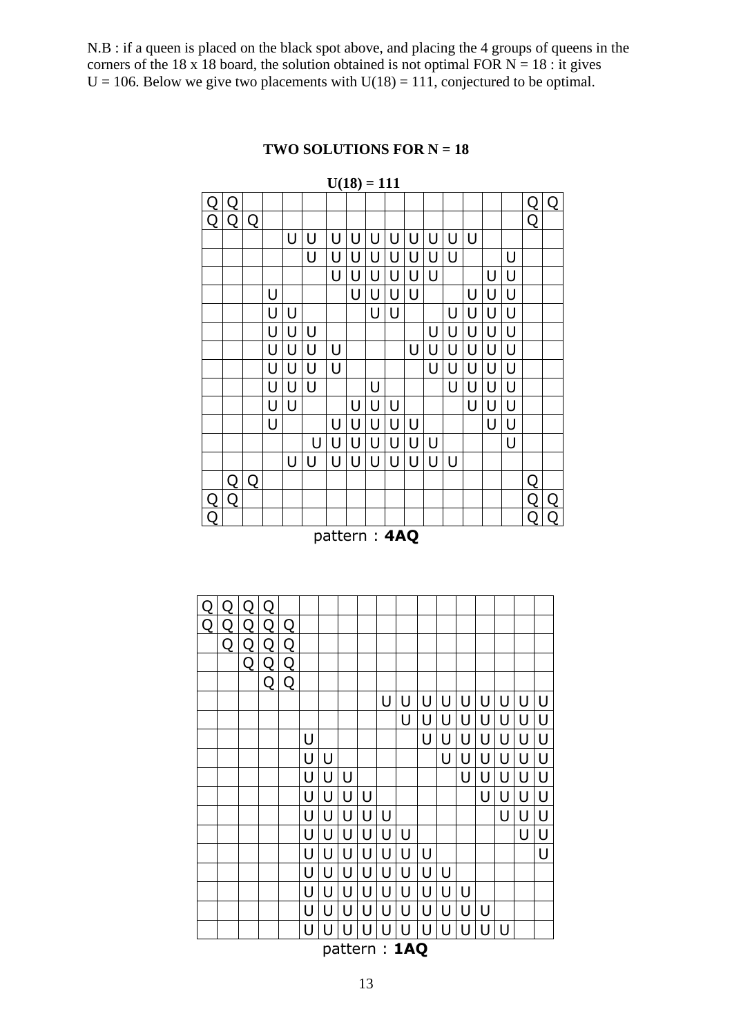N.B : if a queen is placed on the black spot above, and placing the 4 groups of queens in the corners of the 18 x 18 board, the solution obtained is not optimal FOR N = 18 : it gives U = 106. Below we give two placements with U(18) = 111, conjectured to be optimal.

## TWO SOLUTIONS FOR N = 18

**U(18) = 111**

| | | | | | | | | | | | | | | | | | |
|---|---|---|---|---|---|---|---|---|---|---|---|---|---|---|---|---|---|
| Q | Q | | | | | | | | | | | | | | | Q | Q |
| Q | Q | Q | | | | | | | | | | | | | | Q | |
| | | | | U | U | U | U | U | U | U | U | U | U | | | | |
| | | | | | U | U | U | U | U | U | U | U | | | U | | |
| | | | | | | U | U | U | U | U | U | | | U | U | | |
| | | | U | | | | U | U | U | U | | | U | U | U | | |
| | | | U | U | | | | U | U | | | U | U | U | U | | |
| | | | U | U | U | | | | | | U | U | U | U | U | | |
| | | | U | U | U | U | | | | U | U | U | U | U | U | | |
| | | | U | U | U | U | | | | | U | U | U | U | U | | |
| | | | U | U | U | | | U | | | | U | U | U | U | | |
| | | | U | U | | | U | U | U | | | | U | U | U | | |
| | | | U | | | U | U | U | U | U | | | | U | U | | |
| | | | | | U | U | U | U | U | U | U | U | | | U | | |
| | | | | U | U | U | U | U | U | U | U | U | U | | | | |
| | Q | Q | | | | | | | | | | | | | | Q | |
| Q | Q | | | | | | | | | | | | | | | Q | Q |
| Q | | | | | | | | | | | | | | | | Q | Q |

pattern : **4AQ**

| | | | | | | | | | | | | | | | | | |
|---|---|---|---|---|---|---|---|---|---|---|---|---|---|---|---|---|---|
| Q | Q | Q | Q | | | | | | | | | | | | | | |
| Q | Q | Q | Q | Q | | | | | | | | | | | | | |
| | Q | Q | Q | Q | | | | | | | | | | | | | |
| | | Q | Q | Q | | | | | | | | | | | | | |
| | | | Q | Q | | | | | | | | | | | | | |
| | | | | | | | | | U | U | U | U | U | U | U | U | U |
| | | | | | | | | | | U | U | U | U | U | U | U | U |
| | | | | | U | | | | | | U | U | U | U | U | U | U |
| | | | | | U | U | | | | | | U | U | U | U | U | U |
| | | | | | U | U | U | | | | | | U | U | U | U | U |
| | | | | | U | U | U | U | | | | | | U | U | U | U |
| | | | | | U | U | U | U | U | | | | | | U | U | U |
| | | | | | U | U | U | U | U | U | | | | | | U | U |
| | | | | | U | U | U | U | U | U | U | | | | | | U |
| | | | | | U | U | U | U | U | U | U | U | | | | | |
| | | | | | U | U | U | U | U | U | U | U | U | | | | |
| | | | | | U | U | U | U | U | U | U | U | U | U | | | |
| | | | | | U | U | U | U | U | U | U | U | U | U | U | | |

pattern : **1AQ**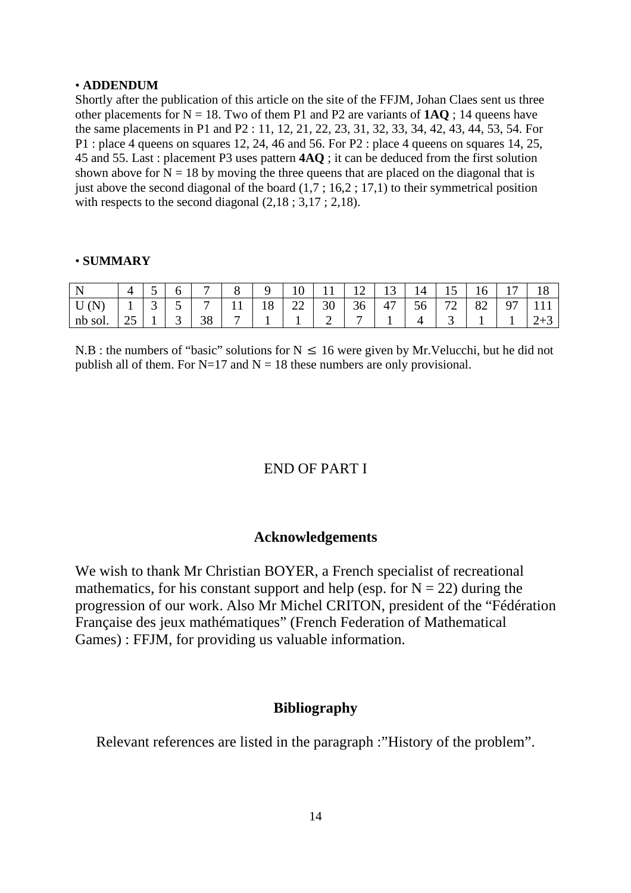• **ADDENDUM**

Shortly after the publication of this article on the site of the FFJM, Johan Claes sent us three other placements for N = 18. Two of them P1 and P2 are variants of **1AQ** ; 14 queens have the same placements in P1 and P2 : 11, 12, 21, 22, 23, 31, 32, 33, 34, 42, 43, 44, 53, 54. For P1 : place 4 queens on squares 12, 24, 46 and 56. For P2 : place 4 queens on squares 14, 25, 45 and 55. Last : placement P3 uses pattern **4AQ** ; it can be deduced from the first solution shown above for N = 18 by moving the three queens that are placed on the diagonal that is just above the second diagonal of the board (1,7 ; 16,2 ; 17,1) to their symmetrical position with respects to the second diagonal (2,18 ; 3,17 ; 2,18).

• **SUMMARY**

| N | 4 | 5 | 6 | 7 | 8 | 9 | 10 | 11 | 12 | 13 | 14 | 15 | 16 | 17 | 18 |
|---|---|---|---|---|---|---|---|---|---|---|---|---|---|---|---|
| U (N) | 1 | 3 | 5 | 7 | 11 | 18 | 22 | 30 | 36 | 47 | 56 | 72 | 82 | 97 | 111 |
| nb sol. | 25 | 1 | 3 | 38 | 7 | 1 | 1 | 2 | 7 | 1 | 4 | 3 | 1 | 1 | 2+3 |

N.B : the numbers of "basic" solutions for N $\leq$ 16 were given by Mr.Velucchi, but he did not publish all of them. For N=17 and N = 18 these numbers are only provisional.

END OF PART I

## Acknowledgements

We wish to thank Mr Christian BOYER, a French specialist of recreational mathematics, for his constant support and help (esp. for N = 22) during the progression of our work. Also Mr Michel CRITON, president of the "Fédération Française des jeux mathématiques" (French Federation of Mathematical Games) : FFJM, for providing us valuable information.

## Bibliography

Relevant references are listed in the paragraph :"History of the problem".